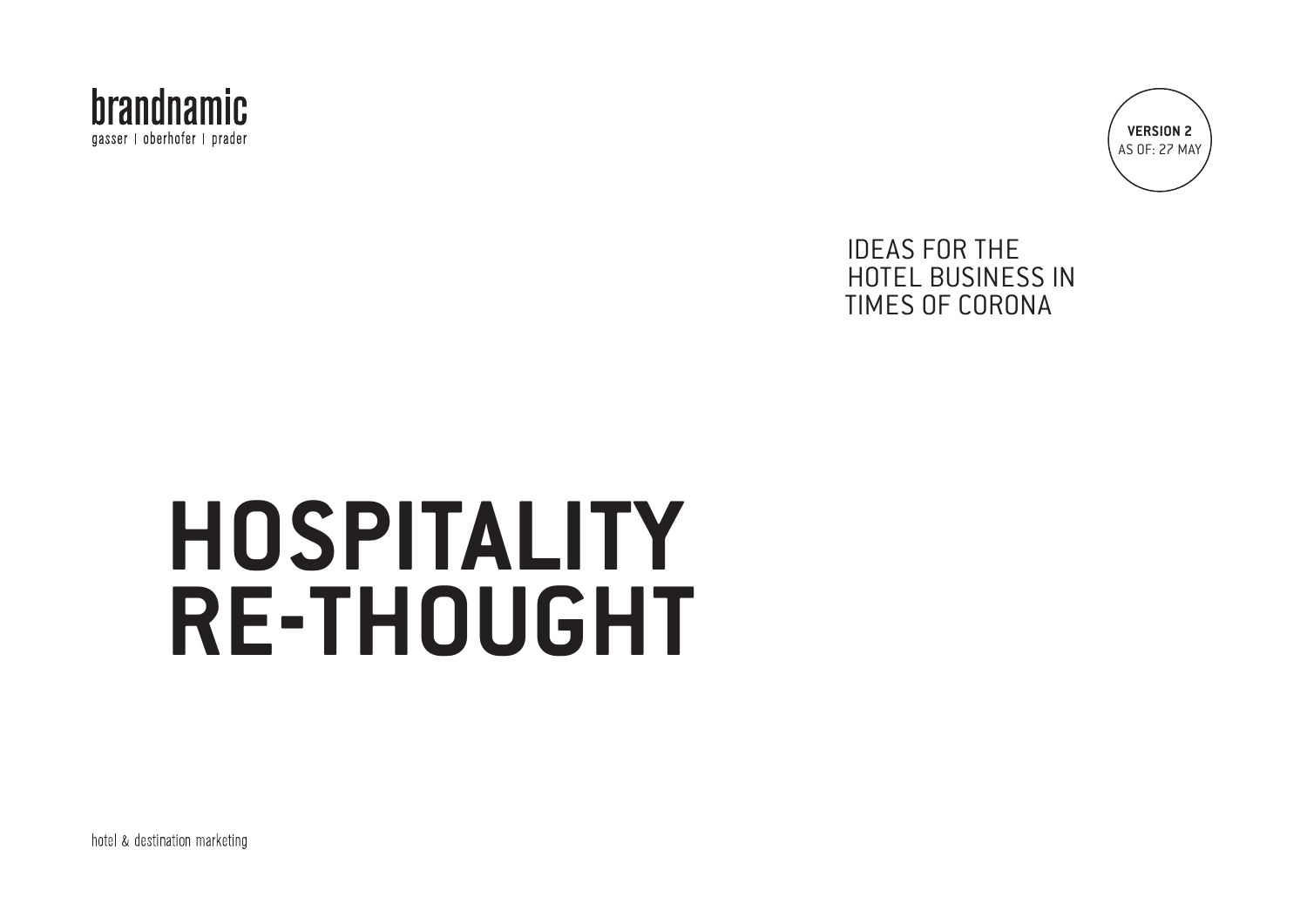brandnamic
gasser | oberhofer | prader

**VERSION 2**
AS OF: 27 MAY

IDEAS FOR THE HOTEL BUSINESS IN TIMES OF CORONA

# HOSPITALITY RE-THOUGHT

hotel & destination marketing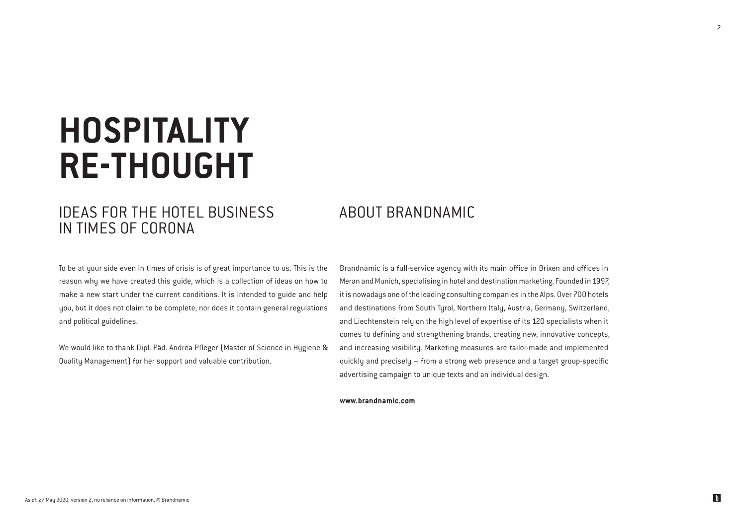# HOSPITALITY RE-THOUGHT

## IDEAS FOR THE HOTEL BUSINESS IN TIMES OF CORONA

To be at your side even in times of crisis is of great importance to us. This is the reason why we have created this guide, which is a collection of ideas on how to make a new start under the current conditions. It is intended to guide and help you, but it does not claim to be complete, nor does it contain general regulations and political guidelines.

We would like to thank Dipl. Päd. Andrea Pfleger (Master of Science in Hygiene & Quality Management) for her support and valuable contribution.

## ABOUT BRANDNAMIC

Brandnamic is a full-service agency with its main office in Brixen and offices in Meran and Munich, specialising in hotel and destination marketing. Founded in 1997, it is nowadays one of the leading consulting companies in the Alps. Over 700 hotels and destinations from South Tyrol, Northern Italy, Austria, Germany, Switzerland, and Liechtenstein rely on the high level of expertise of its 120 specialists when it comes to defining and strengthening brands, creating new, innovative concepts, and increasing visibility. Marketing measures are tailor-made and implemented quickly and precisely – from a strong web presence and a target group-specific advertising campaign to unique texts and an individual design.

**www.brandnamic.com**

As of: 27 May 2020, version 2, no reliance on information, © Brandnamic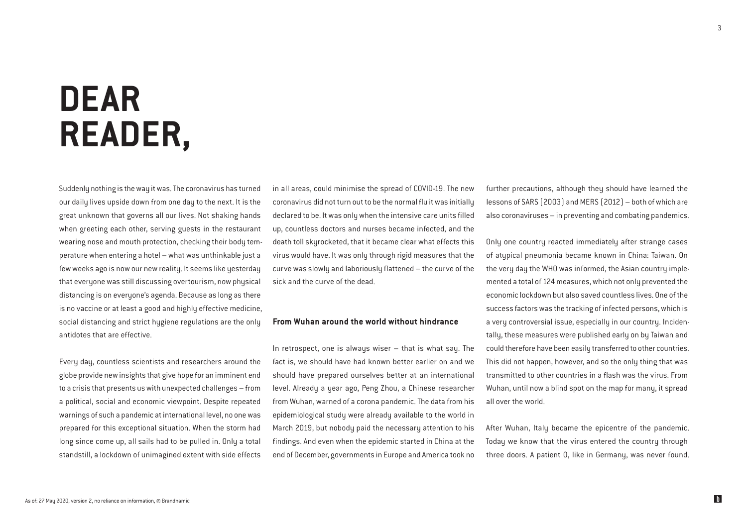# DEAR READER,

Suddenly nothing is the way it was. The coronavirus has turned our daily lives upside down from one day to the next. It is the great unknown that governs all our lives. Not shaking hands when greeting each other, serving guests in the restaurant wearing nose and mouth protection, checking their body temperature when entering a hotel – what was unthinkable just a few weeks ago is now our new reality. It seems like yesterday that everyone was still discussing overtourism, now physical distancing is on everyone's agenda. Because as long as there is no vaccine or at least a good and highly effective medicine, social distancing and strict hygiene regulations are the only antidotes that are effective.

Every day, countless scientists and researchers around the globe provide new insights that give hope for an imminent end to a crisis that presents us with unexpected challenges – from a political, social and economic viewpoint. Despite repeated warnings of such a pandemic at international level, no one was prepared for this exceptional situation. When the storm had long since come up, all sails had to be pulled in. Only a total standstill, a lockdown of unimagined extent with side effects in all areas, could minimise the spread of COVID-19. The new coronavirus did not turn out to be the normal flu it was initially declared to be. It was only when the intensive care units filled up, countless doctors and nurses became infected, and the death toll skyrocketed, that it became clear what effects this virus would have. It was only through rigid measures that the curve was slowly and laboriously flattened – the curve of the sick and the curve of the dead.

**From Wuhan around the world without hindrance**

In retrospect, one is always wiser – that is what say. The fact is, we should have had known better earlier on and we should have prepared ourselves better at an international level. Already a year ago, Peng Zhou, a Chinese researcher from Wuhan, warned of a corona pandemic. The data from his epidemiological study were already available to the world in March 2019, but nobody paid the necessary attention to his findings. And even when the epidemic started in China at the end of December, governments in Europe and America took no further precautions, although they should have learned the lessons of SARS (2003) and MERS (2012) – both of which are also coronaviruses – in preventing and combating pandemics.

Only one country reacted immediately after strange cases of atypical pneumonia became known in China: Taiwan. On the very day the WHO was informed, the Asian country implemented a total of 124 measures, which not only prevented the economic lockdown but also saved countless lives. One of the success factors was the tracking of infected persons, which is a very controversial issue, especially in our country. Incidentally, these measures were published early on by Taiwan and could therefore have been easily transferred to other countries. This did not happen, however, and so the only thing that was transmitted to other countries in a flash was the virus. From Wuhan, until now a blind spot on the map for many, it spread all over the world.

After Wuhan, Italy became the epicentre of the pandemic. Today we know that the virus entered the country through three doors. A patient 0, like in Germany, was never found.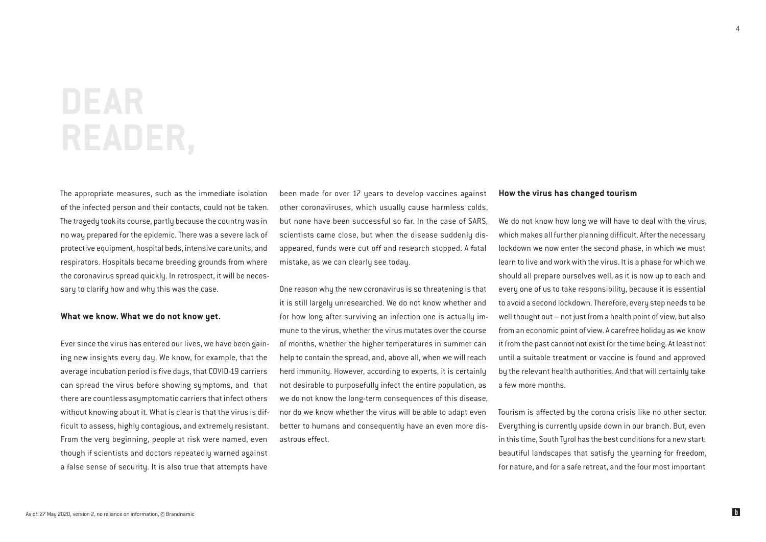# DEAR READER,

The appropriate measures, such as the immediate isolation of the infected person and their contacts, could not be taken. The tragedy took its course, partly because the country was in no way prepared for the epidemic. There was a severe lack of protective equipment, hospital beds, intensive care units, and respirators. Hospitals became breeding grounds from where the coronavirus spread quickly. In retrospect, it will be necessary to clarify how and why this was the case.

**What we know. What we do not know yet.**

Ever since the virus has entered our lives, we have been gaining new insights every day. We know, for example, that the average incubation period is five days, that COVID-19 carriers can spread the virus before showing symptoms, and that there are countless asymptomatic carriers that infect others without knowing about it. What is clear is that the virus is difficult to assess, highly contagious, and extremely resistant. From the very beginning, people at risk were named, even though if scientists and doctors repeatedly warned against a false sense of security. It is also true that attempts have been made for over 17 years to develop vaccines against other coronaviruses, which usually cause harmless colds, but none have been successful so far. In the case of SARS, scientists came close, but when the disease suddenly disappeared, funds were cut off and research stopped. A fatal mistake, as we can clearly see today.

One reason why the new coronavirus is so threatening is that it is still largely unresearched. We do not know whether and for how long after surviving an infection one is actually immune to the virus, whether the virus mutates over the course of months, whether the higher temperatures in summer can help to contain the spread, and, above all, when we will reach herd immunity. However, according to experts, it is certainly not desirable to purposefully infect the entire population, as we do not know the long-term consequences of this disease, nor do we know whether the virus will be able to adapt even better to humans and consequently have an even more disastrous effect.

**How the virus has changed tourism**

We do not know how long we will have to deal with the virus, which makes all further planning difficult. After the necessary lockdown we now enter the second phase, in which we must learn to live and work with the virus. It is a phase for which we should all prepare ourselves well, as it is now up to each and every one of us to take responsibility, because it is essential to avoid a second lockdown. Therefore, every step needs to be well thought out – not just from a health point of view, but also from an economic point of view. A carefree holiday as we know it from the past cannot not exist for the time being. At least not until a suitable treatment or vaccine is found and approved by the relevant health authorities. And that will certainly take a few more months.

Tourism is affected by the corona crisis like no other sector. Everything is currently upside down in our branch. But, even in this time, South Tyrol has the best conditions for a new start: beautiful landscapes that satisfy the yearning for freedom, for nature, and for a safe retreat, and the four most important

As of: 27 May 2020, version 2, no reliance on information, © Brandnamic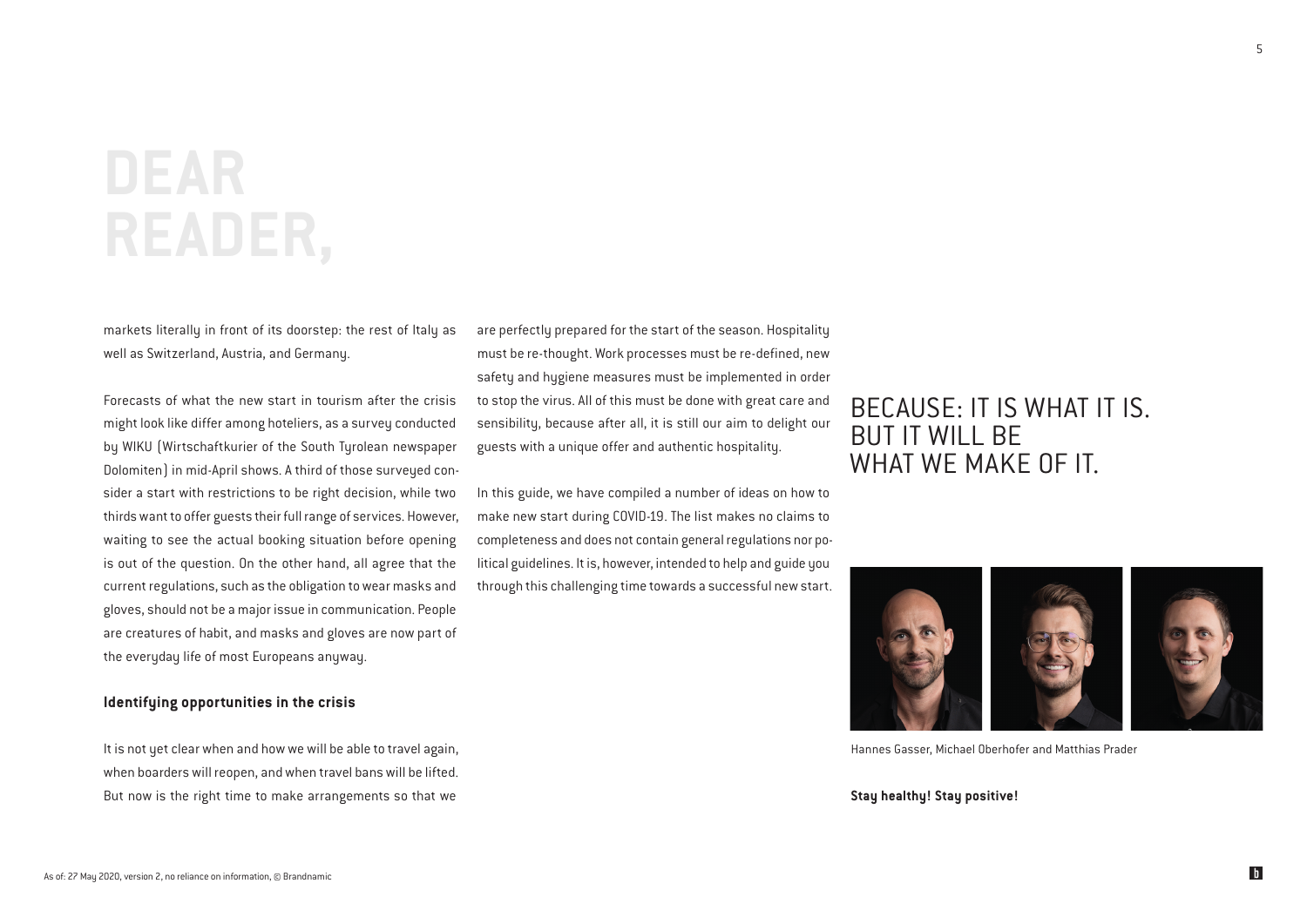# DEAR READER,

markets literally in front of its doorstep: the rest of Italy as well as Switzerland, Austria, and Germany.

Forecasts of what the new start in tourism after the crisis might look like differ among hoteliers, as a survey conducted by WIKU (Wirtschaftkurier of the South Tyrolean newspaper Dolomiten) in mid-April shows. A third of those surveyed consider a start with restrictions to be right decision, while two thirds want to offer guests their full range of services. However, waiting to see the actual booking situation before opening is out of the question. On the other hand, all agree that the current regulations, such as the obligation to wear masks and gloves, should not be a major issue in communication. People are creatures of habit, and masks and gloves are now part of the everyday life of most Europeans anyway.

**Identifying opportunities in the crisis**

It is not yet clear when and how we will be able to travel again, when boarders will reopen, and when travel bans will be lifted. But now is the right time to make arrangements so that we are perfectly prepared for the start of the season. Hospitality must be re-thought. Work processes must be re-defined, new safety and hygiene measures must be implemented in order to stop the virus. All of this must be done with great care and sensibility, because after all, it is still our aim to delight our guests with a unique offer and authentic hospitality.

In this guide, we have compiled a number of ideas on how to make new start during COVID-19. The list makes no claims to completeness and does not contain general regulations nor political guidelines. It is, however, intended to help and guide you through this challenging time towards a successful new start.

## BECAUSE: IT IS WHAT IT IS. BUT IT WILL BE WHAT WE MAKE OF IT.

Hannes Gasser, Michael Oberhofer and Matthias Prader

**Stay healthy! Stay positive!**

As of: 27 May 2020, version 2, no reliance on information, © Brandnamic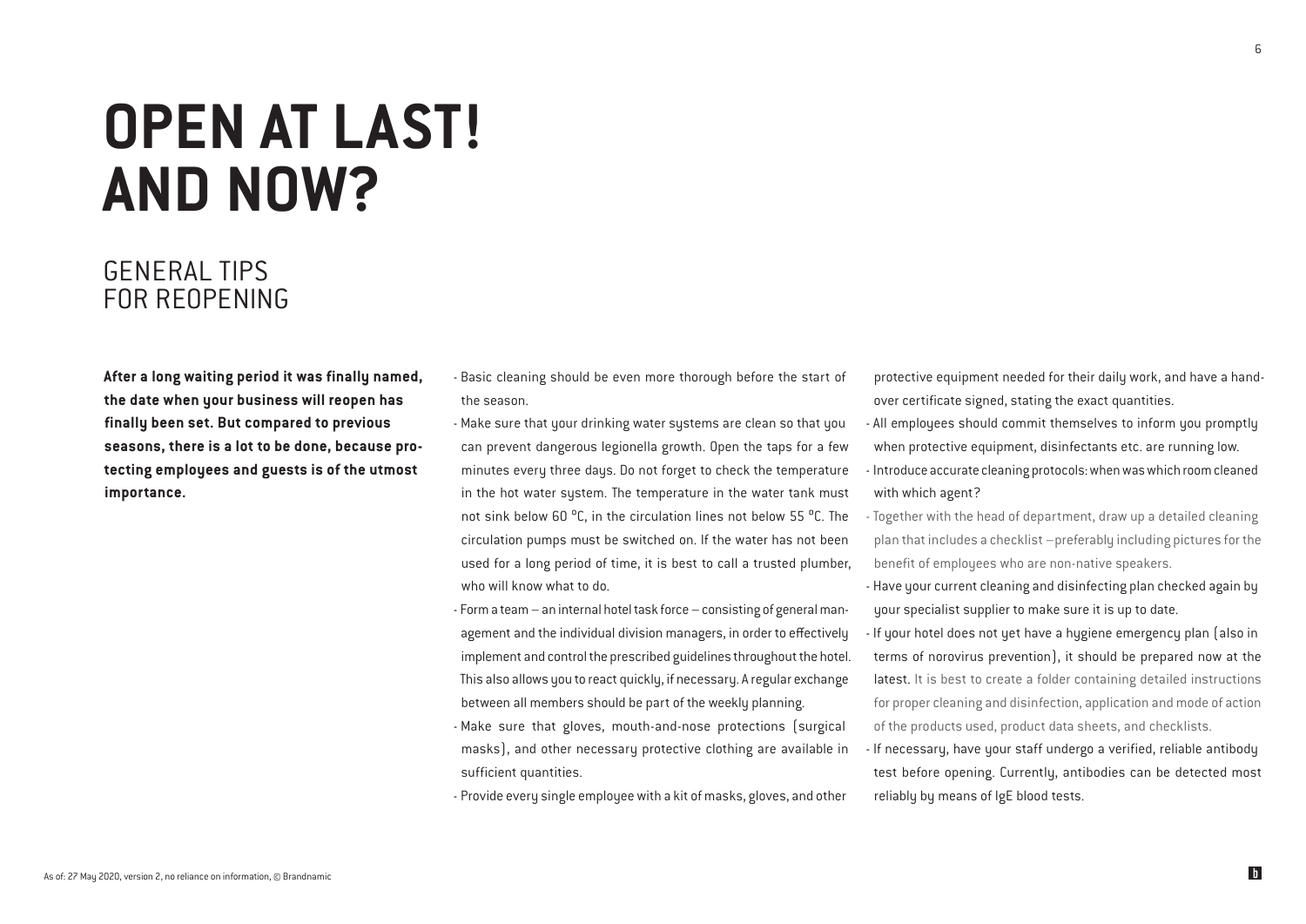# OPEN AT LAST! AND NOW?

## GENERAL TIPS FOR REOPENING

**After a long waiting period it was finally named, the date when your business will reopen has finally been set. But compared to previous seasons, there is a lot to be done, because protecting employees and guests is of the utmost importance.**

- Basic cleaning should be even more thorough before the start of the season.
- Make sure that your drinking water systems are clean so that you can prevent dangerous legionella growth. Open the taps for a few minutes every three days. Do not forget to check the temperature in the hot water system. The temperature in the water tank must not sink below 60 °C, in the circulation lines not below 55 °C. The circulation pumps must be switched on. If the water has not been used for a long period of time, it is best to call a trusted plumber, who will know what to do.
- Form a team – an internal hotel task force – consisting of general management and the individual division managers, in order to effectively implement and control the prescribed guidelines throughout the hotel. This also allows you to react quickly, if necessary. A regular exchange between all members should be part of the weekly planning.
- Make sure that gloves, mouth-and-nose protections (surgical masks), and other necessary protective clothing are available in sufficient quantities.
- Provide every single employee with a kit of masks, gloves, and other protective equipment needed for their daily work, and have a hand-over certificate signed, stating the exact quantities.
- All employees should commit themselves to inform you promptly when protective equipment, disinfectants etc. are running low.
- Introduce accurate cleaning protocols: when was which room cleaned with which agent?
- Together with the head of department, draw up a detailed cleaning plan that includes a checklist – preferably including pictures for the benefit of employees who are non-native speakers.
- Have your current cleaning and disinfecting plan checked again by your specialist supplier to make sure it is up to date.
- If your hotel does not yet have a hygiene emergency plan (also in terms of norovirus prevention), it should be prepared now at the latest. It is best to create a folder containing detailed instructions for proper cleaning and disinfection, application and mode of action of the products used, product data sheets, and checklists.
- If necessary, have your staff undergo a verified, reliable antibody test before opening. Currently, antibodies can be detected most reliably by means of IgE blood tests.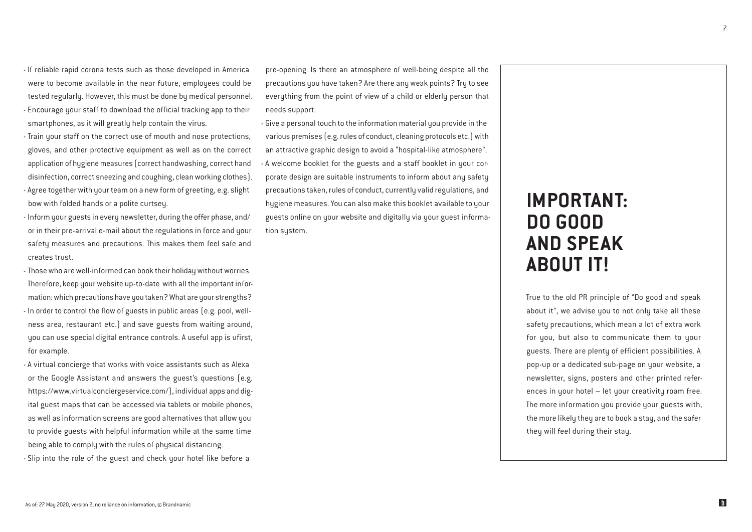- If reliable rapid corona tests such as those developed in America were to become available in the near future, employees could be tested regularly. However, this must be done by medical personnel.
- Encourage your staff to download the official tracking app to their smartphones, as it will greatly help contain the virus.
- Train your staff on the correct use of mouth and nose protections, gloves, and other protective equipment as well as on the correct application of hygiene measures (correct handwashing, correct hand disinfection, correct sneezing and coughing, clean working clothes).
- Agree together with your team on a new form of greeting, e.g. slight bow with folded hands or a polite curtsey.
- Inform your guests in every newsletter, during the offer phase, and/or in their pre-arrival e-mail about the regulations in force and your safety measures and precautions. This makes them feel safe and creates trust.
- Those who are well-informed can book their holiday without worries. Therefore, keep your website up-to-date with all the important information: which precautions have you taken? What are your strengths?
- In order to control the flow of guests in public areas (e.g. pool, wellness area, restaurant etc.) and save guests from waiting around, you can use special digital entrance controls. A useful app is ufirst, for example.
- A virtual concierge that works with voice assistants such as Alexa or the Google Assistant and answers the guest's questions (e.g. https://www.virtualconciergeservice.com/), individual apps and digital guest maps that can be accessed via tablets or mobile phones, as well as information screens are good alternatives that allow you to provide guests with helpful information while at the same time being able to comply with the rules of physical distancing.
- Slip into the role of the guest and check your hotel like before a pre-opening. Is there an atmosphere of well-being despite all the precautions you have taken? Are there any weak points? Try to see everything from the point of view of a child or elderly person that needs support.
- Give a personal touch to the information material you provide in the various premises (e.g. rules of conduct, cleaning protocols etc.) with an attractive graphic design to avoid a "hospital-like atmosphere".
- A welcome booklet for the guests and a staff booklet in your corporate design are suitable instruments to inform about any safety precautions taken, rules of conduct, currently valid regulations, and hygiene measures. You can also make this booklet available to your guests online on your website and digitally via your guest information system.

## IMPORTANT: DO GOOD AND SPEAK ABOUT IT!

True to the old PR principle of "Do good and speak about it", we advise you to not only take all these safety precautions, which mean a lot of extra work for you, but also to communicate them to your guests. There are plenty of efficient possibilities. A pop-up or a dedicated sub-page on your website, a newsletter, signs, posters and other printed references in your hotel – let your creativity roam free. The more information you provide your guests with, the more likely they are to book a stay, and the safer they will feel during their stay.

As of: 27 May 2020, version 2, no reliance on information, © Brandnamic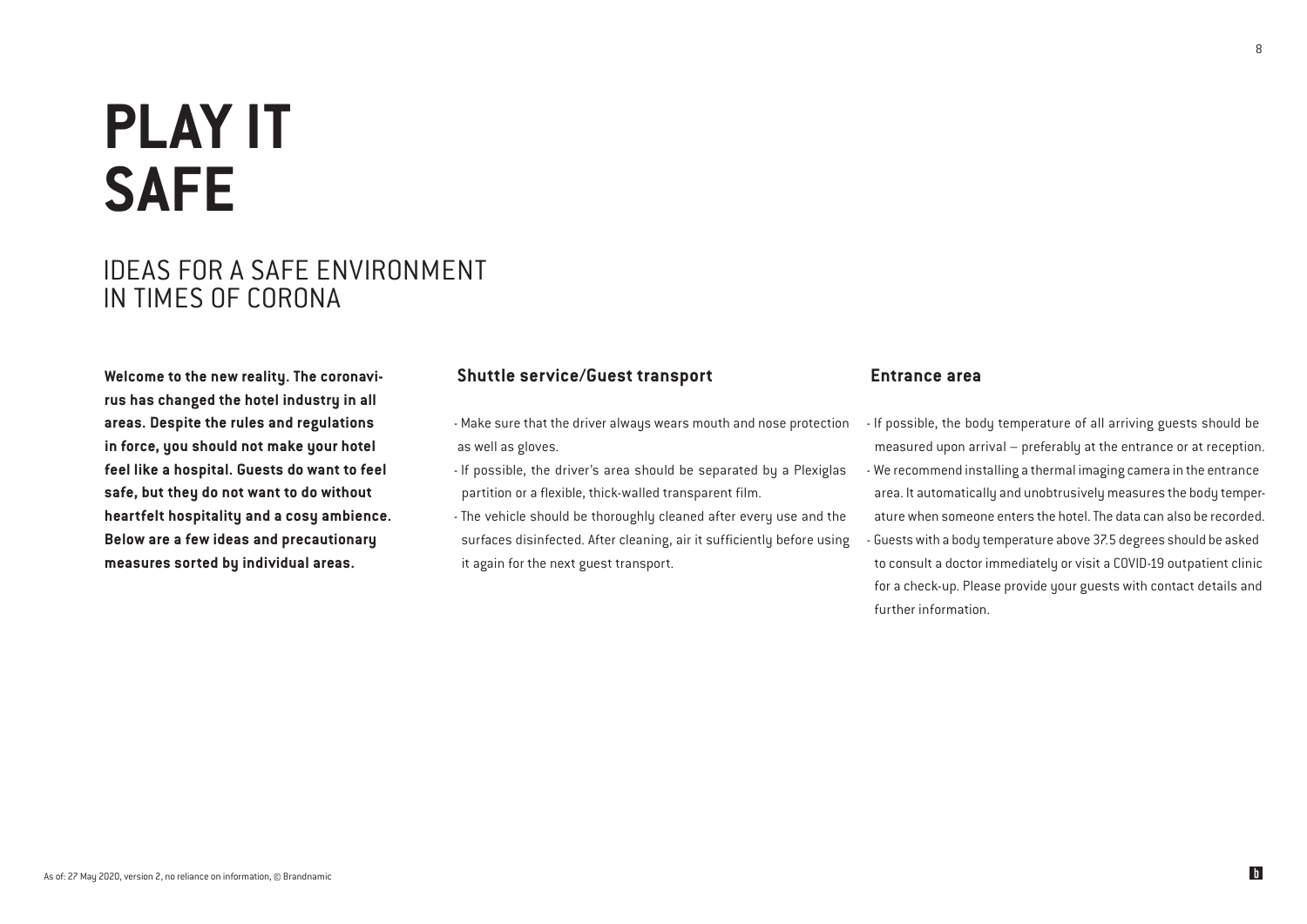# PLAY IT SAFE

## IDEAS FOR A SAFE ENVIRONMENT IN TIMES OF CORONA

**Welcome to the new reality. The coronavirus has changed the hotel industry in all areas. Despite the rules and regulations in force, you should not make your hotel feel like a hospital. Guests do want to feel safe, but they do not want to do without heartfelt hospitality and a cosy ambience. Below are a few ideas and precautionary measures sorted by individual areas.**

### Shuttle service/Guest transport

- Make sure that the driver always wears mouth and nose protection as well as gloves.
- If possible, the driver's area should be separated by a Plexiglas partition or a flexible, thick-walled transparent film.
- The vehicle should be thoroughly cleaned after every use and the surfaces disinfected. After cleaning, air it sufficiently before using it again for the next guest transport.

### Entrance area

- If possible, the body temperature of all arriving guests should be measured upon arrival – preferably at the entrance or at reception.
- We recommend installing a thermal imaging camera in the entrance area. It automatically and unobtrusively measures the body temperature when someone enters the hotel. The data can also be recorded.
- Guests with a body temperature above 37.5 degrees should be asked to consult a doctor immediately or visit a COVID-19 outpatient clinic for a check-up. Please provide your guests with contact details and further information.

As of: 27 May 2020, version 2, no reliance on information, © Brandnamic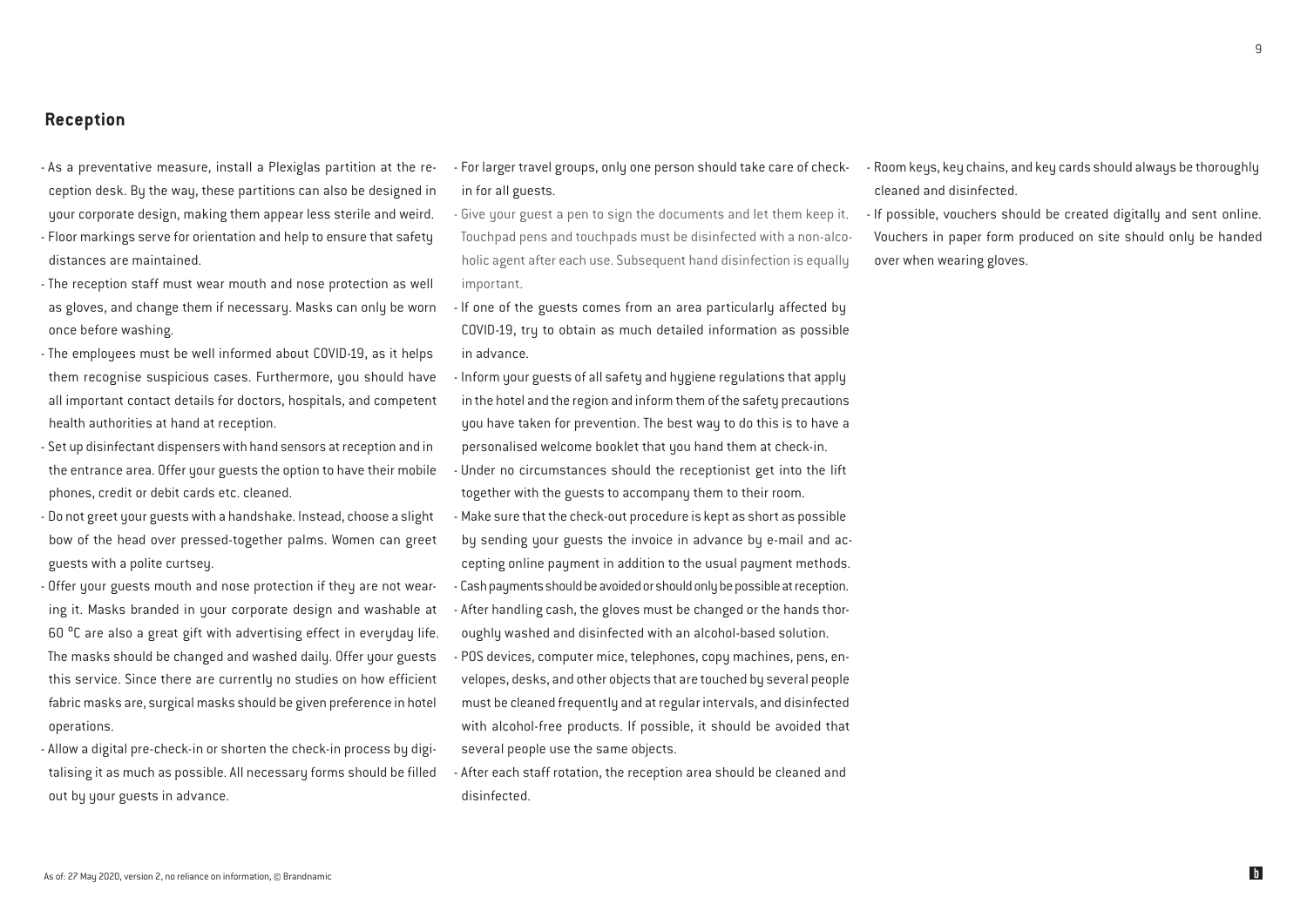## Reception

- As a preventative measure, install a Plexiglas partition at the reception desk. By the way, these partitions can also be designed in your corporate design, making them appear less sterile and weird.
- Floor markings serve for orientation and help to ensure that safety distances are maintained.
- The reception staff must wear mouth and nose protection as well as gloves, and change them if necessary. Masks can only be worn once before washing.
- The employees must be well informed about COVID-19, as it helps them recognise suspicious cases. Furthermore, you should have all important contact details for doctors, hospitals, and competent health authorities at hand at reception.
- Set up disinfectant dispensers with hand sensors at reception and in the entrance area. Offer your guests the option to have their mobile phones, credit or debit cards etc. cleaned.
- Do not greet your guests with a handshake. Instead, choose a slight bow of the head over pressed-together palms. Women can greet guests with a polite curtsey.
- Offer your guests mouth and nose protection if they are not wearing it. Masks branded in your corporate design and washable at 60 °C are also a great gift with advertising effect in everyday life. The masks should be changed and washed daily. Offer your guests this service. Since there are currently no studies on how efficient fabric masks are, surgical masks should be given preference in hotel operations.
- Allow a digital pre-check-in or shorten the check-in process by digitalising it as much as possible. All necessary forms should be filled out by your guests in advance.
- For larger travel groups, only one person should take care of check-in for all guests.
- Give your guest a pen to sign the documents and let them keep it. Touchpad pens and touchpads must be disinfected with a non-alcoholic agent after each use. Subsequent hand disinfection is equally important.
- If one of the guests comes from an area particularly affected by COVID-19, try to obtain as much detailed information as possible in advance.
- Inform your guests of all safety and hygiene regulations that apply in the hotel and the region and inform them of the safety precautions you have taken for prevention. The best way to do this is to have a personalised welcome booklet that you hand them at check-in.
- Under no circumstances should the receptionist get into the lift together with the guests to accompany them to their room.
- Make sure that the check-out procedure is kept as short as possible by sending your guests the invoice in advance by e-mail and accepting online payment in addition to the usual payment methods.
- Cash payments should be avoided or should only be possible at reception.
- After handling cash, the gloves must be changed or the hands thoroughly washed and disinfected with an alcohol-based solution.
- POS devices, computer mice, telephones, copy machines, pens, envelopes, desks, and other objects that are touched by several people must be cleaned frequently and at regular intervals, and disinfected with alcohol-free products. If possible, it should be avoided that several people use the same objects.
- After each staff rotation, the reception area should be cleaned and disinfected.
- Room keys, key chains, and key cards should always be thoroughly cleaned and disinfected.
- If possible, vouchers should be created digitally and sent online. Vouchers in paper form produced on site should only be handed over when wearing gloves.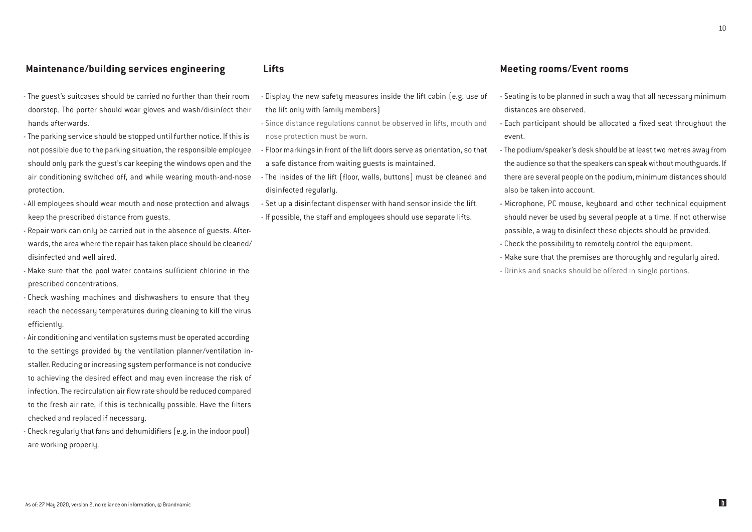## Maintenance/building services engineering

- The guest's suitcases should be carried no further than their room doorstep. The porter should wear gloves and wash/disinfect their hands afterwards.
- The parking service should be stopped until further notice. If this is not possible due to the parking situation, the responsible employee should only park the guest's car keeping the windows open and the air conditioning switched off, and while wearing mouth-and-nose protection.
- All employees should wear mouth and nose protection and always keep the prescribed distance from guests.
- Repair work can only be carried out in the absence of guests. Afterwards, the area where the repair has taken place should be cleaned/disinfected and well aired.
- Make sure that the pool water contains sufficient chlorine in the prescribed concentrations.
- Check washing machines and dishwashers to ensure that they reach the necessary temperatures during cleaning to kill the virus efficiently.
- Air conditioning and ventilation systems must be operated according to the settings provided by the ventilation planner/ventilation installer. Reducing or increasing system performance is not conducive to achieving the desired effect and may even increase the risk of infection. The recirculation air flow rate should be reduced compared to the fresh air rate, if this is technically possible. Have the filters checked and replaced if necessary.
- Check regularly that fans and dehumidifiers (e.g. in the indoor pool) are working properly.

## Lifts

- Display the new safety measures inside the lift cabin (e.g. use of the lift only with family members)
- Since distance regulations cannot be observed in lifts, mouth and nose protection must be worn.
- Floor markings in front of the lift doors serve as orientation, so that a safe distance from waiting guests is maintained.
- The insides of the lift (floor, walls, buttons) must be cleaned and disinfected regularly.
- Set up a disinfectant dispenser with hand sensor inside the lift.
- If possible, the staff and employees should use separate lifts.

## Meeting rooms/Event rooms

- Seating is to be planned in such a way that all necessary minimum distances are observed.
- Each participant should be allocated a fixed seat throughout the event.
- The podium/speaker's desk should be at least two metres away from the audience so that the speakers can speak without mouthguards. If there are several people on the podium, minimum distances should also be taken into account.
- Microphone, PC mouse, keyboard and other technical equipment should never be used by several people at a time. If not otherwise possible, a way to disinfect these objects should be provided.
- Check the possibility to remotely control the equipment.
- Make sure that the premises are thoroughly and regularly aired.
- Drinks and snacks should be offered in single portions.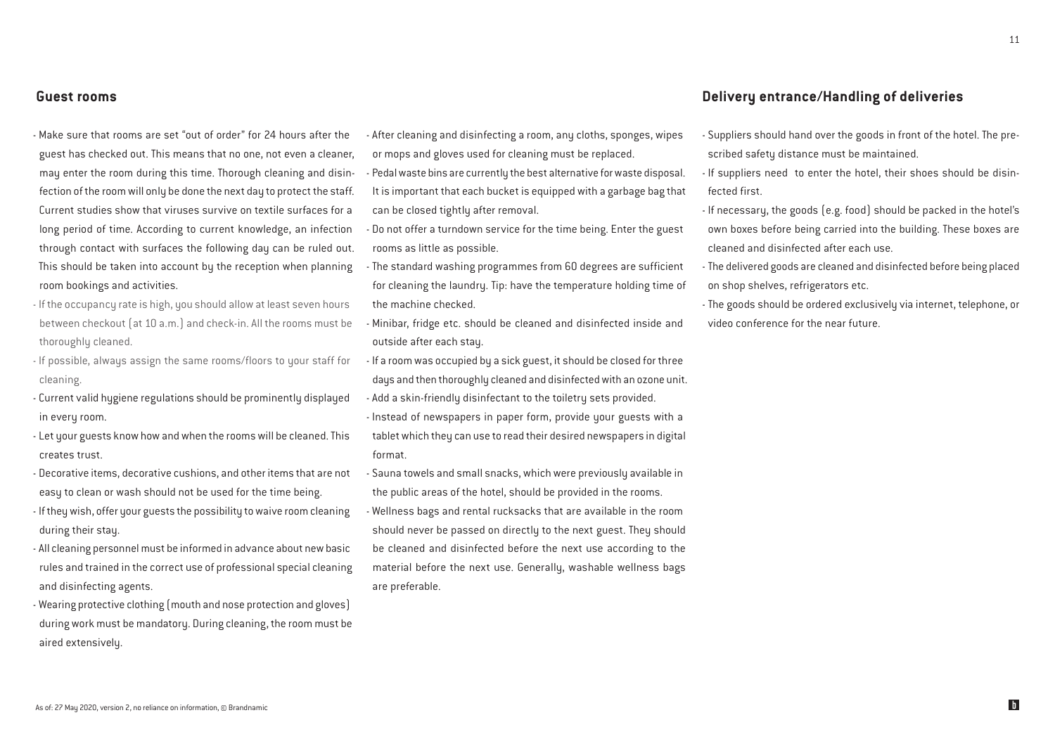## Guest rooms

- Make sure that rooms are set "out of order" for 24 hours after the guest has checked out. This means that no one, not even a cleaner, may enter the room during this time. Thorough cleaning and disinfection of the room will only be done the next day to protect the staff. Current studies show that viruses survive on textile surfaces for a long period of time. According to current knowledge, an infection through contact with surfaces the following day can be ruled out. This should be taken into account by the reception when planning room bookings and activities.
- If the occupancy rate is high, you should allow at least seven hours between checkout (at 10 a.m.) and check-in. All the rooms must be thoroughly cleaned.
- If possible, always assign the same rooms/floors to your staff for cleaning.
- Current valid hygiene regulations should be prominently displayed in every room.
- Let your guests know how and when the rooms will be cleaned. This creates trust.
- Decorative items, decorative cushions, and other items that are not easy to clean or wash should not be used for the time being.
- If they wish, offer your guests the possibility to waive room cleaning during their stay.
- All cleaning personnel must be informed in advance about new basic rules and trained in the correct use of professional special cleaning and disinfecting agents.
- Wearing protective clothing (mouth and nose protection and gloves) during work must be mandatory. During cleaning, the room must be aired extensively.
- After cleaning and disinfecting a room, any cloths, sponges, wipes or mops and gloves used for cleaning must be replaced.
- Pedal waste bins are currently the best alternative for waste disposal. It is important that each bucket is equipped with a garbage bag that can be closed tightly after removal.
- Do not offer a turndown service for the time being. Enter the guest rooms as little as possible.
- The standard washing programmes from 60 degrees are sufficient for cleaning the laundry. Tip: have the temperature holding time of the machine checked.
- Minibar, fridge etc. should be cleaned and disinfected inside and outside after each stay.
- If a room was occupied by a sick guest, it should be closed for three days and then thoroughly cleaned and disinfected with an ozone unit.
- Add a skin-friendly disinfectant to the toiletry sets provided.
- Instead of newspapers in paper form, provide your guests with a tablet which they can use to read their desired newspapers in digital format.
- Sauna towels and small snacks, which were previously available in the public areas of the hotel, should be provided in the rooms.
- Wellness bags and rental rucksacks that are available in the room should never be passed on directly to the next guest. They should be cleaned and disinfected before the next use according to the material before the next use. Generally, washable wellness bags are preferable.

## Delivery entrance/Handling of deliveries

- Suppliers should hand over the goods in front of the hotel. The prescribed safety distance must be maintained.
- If suppliers need to enter the hotel, their shoes should be disinfected first.
- If necessary, the goods (e.g. food) should be packed in the hotel's own boxes before being carried into the building. These boxes are cleaned and disinfected after each use.
- The delivered goods are cleaned and disinfected before being placed on shop shelves, refrigerators etc.
- The goods should be ordered exclusively via internet, telephone, or video conference for the near future.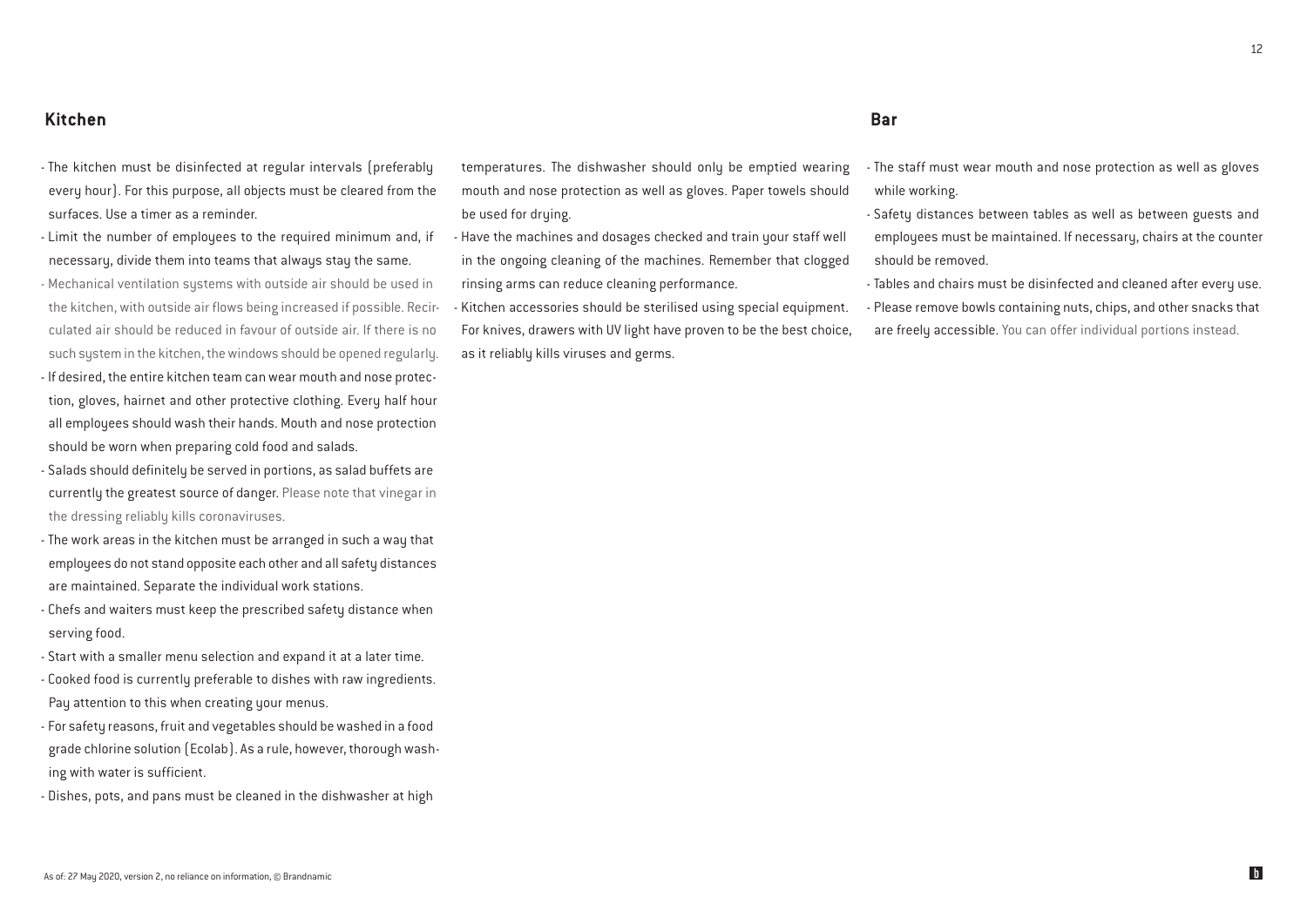## Kitchen

- The kitchen must be disinfected at regular intervals (preferably every hour). For this purpose, all objects must be cleared from the surfaces. Use a timer as a reminder.
- Limit the number of employees to the required minimum and, if necessary, divide them into teams that always stay the same.
- Mechanical ventilation systems with outside air should be used in the kitchen, with outside air flows being increased if possible. Recirculated air should be reduced in favour of outside air. If there is no such system in the kitchen, the windows should be opened regularly.
- If desired, the entire kitchen team can wear mouth and nose protection, gloves, hairnet and other protective clothing. Every half hour all employees should wash their hands. Mouth and nose protection should be worn when preparing cold food and salads.
- Salads should definitely be served in portions, as salad buffets are currently the greatest source of danger. Please note that vinegar in the dressing reliably kills coronaviruses.
- The work areas in the kitchen must be arranged in such a way that employees do not stand opposite each other and all safety distances are maintained. Separate the individual work stations.
- Chefs and waiters must keep the prescribed safety distance when serving food.
- Start with a smaller menu selection and expand it at a later time.
- Cooked food is currently preferable to dishes with raw ingredients. Pay attention to this when creating your menus.
- For safety reasons, fruit and vegetables should be washed in a food grade chlorine solution (Ecolab). As a rule, however, thorough washing with water is sufficient.
- Dishes, pots, and pans must be cleaned in the dishwasher at high temperatures. The dishwasher should only be emptied wearing mouth and nose protection as well as gloves. Paper towels should be used for drying.
- Have the machines and dosages checked and train your staff well in the ongoing cleaning of the machines. Remember that clogged rinsing arms can reduce cleaning performance.
- Kitchen accessories should be sterilised using special equipment. For knives, drawers with UV light have proven to be the best choice, as it reliably kills viruses and germs.

## Bar

- The staff must wear mouth and nose protection as well as gloves while working.
- Safety distances between tables as well as between guests and employees must be maintained. If necessary, chairs at the counter should be removed.
- Tables and chairs must be disinfected and cleaned after every use.
- Please remove bowls containing nuts, chips, and other snacks that are freely accessible. You can offer individual portions instead.

As of: 27 May 2020, version 2, no reliance on information, © Brandnamic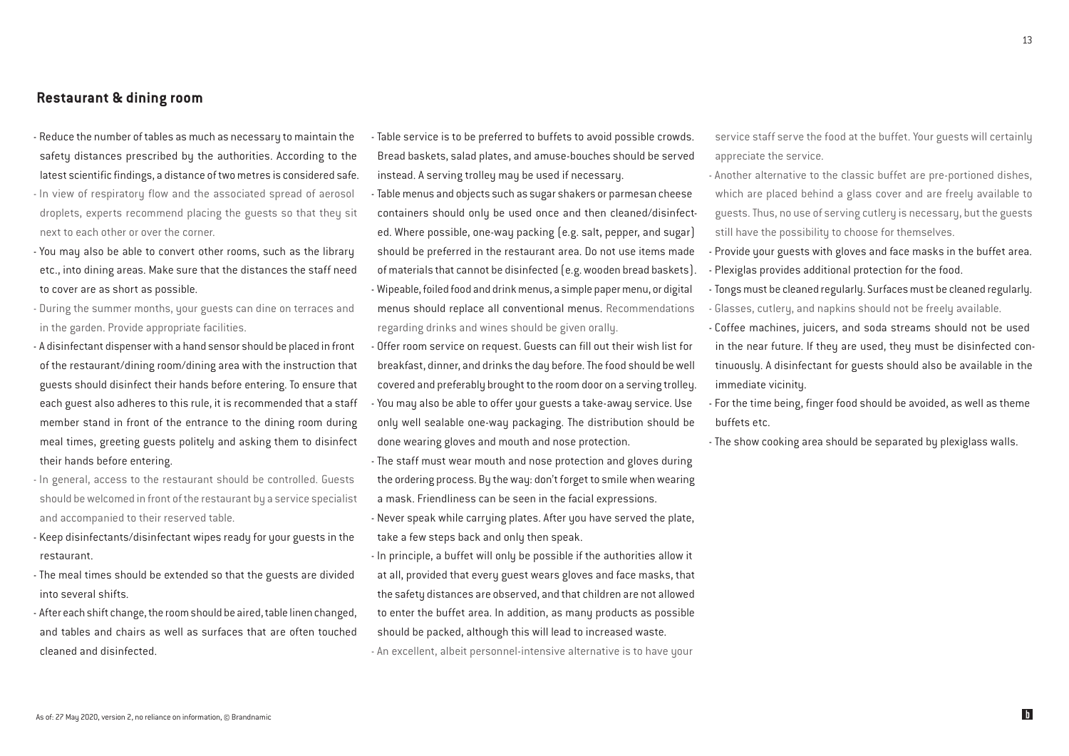## Restaurant & dining room

- Reduce the number of tables as much as necessary to maintain the safety distances prescribed by the authorities. According to the latest scientific findings, a distance of two metres is considered safe.
- In view of respiratory flow and the associated spread of aerosol droplets, experts recommend placing the guests so that they sit next to each other or over the corner.
- You may also be able to convert other rooms, such as the library etc., into dining areas. Make sure that the distances the staff need to cover are as short as possible.
- During the summer months, your guests can dine on terraces and in the garden. Provide appropriate facilities.
- A disinfectant dispenser with a hand sensor should be placed in front of the restaurant/dining room/dining area with the instruction that guests should disinfect their hands before entering. To ensure that each guest also adheres to this rule, it is recommended that a staff member stand in front of the entrance to the dining room during meal times, greeting guests politely and asking them to disinfect their hands before entering.
- In general, access to the restaurant should be controlled. Guests should be welcomed in front of the restaurant by a service specialist and accompanied to their reserved table.
- Keep disinfectants/disinfectant wipes ready for your guests in the restaurant.
- The meal times should be extended so that the guests are divided into several shifts.
- After each shift change, the room should be aired, table linen changed, and tables and chairs as well as surfaces that are often touched cleaned and disinfected.
- Table service is to be preferred to buffets to avoid possible crowds. Bread baskets, salad plates, and amuse-bouches should be served instead. A serving trolley may be used if necessary.
- Table menus and objects such as sugar shakers or parmesan cheese containers should only be used once and then cleaned/disinfected. Where possible, one-way packing (e.g. salt, pepper, and sugar) should be preferred in the restaurant area. Do not use items made of materials that cannot be disinfected (e.g. wooden bread baskets).
- Wipeable, foiled food and drink menus, a simple paper menu, or digital menus should replace all conventional menus. Recommendations regarding drinks and wines should be given orally.
- Offer room service on request. Guests can fill out their wish list for breakfast, dinner, and drinks the day before. The food should be well covered and preferably brought to the room door on a serving trolley.
- You may also be able to offer your guests a take-away service. Use only well sealable one-way packaging. The distribution should be done wearing gloves and mouth and nose protection.
- The staff must wear mouth and nose protection and gloves during the ordering process. By the way: don't forget to smile when wearing a mask. Friendliness can be seen in the facial expressions.
- Never speak while carrying plates. After you have served the plate, take a few steps back and only then speak.
- In principle, a buffet will only be possible if the authorities allow it at all, provided that every guest wears gloves and face masks, that the safety distances are observed, and that children are not allowed to enter the buffet area. In addition, as many products as possible should be packed, although this will lead to increased waste.
- An excellent, albeit personnel-intensive alternative is to have your service staff serve the food at the buffet. Your guests will certainly appreciate the service.
- Another alternative to the classic buffet are pre-portioned dishes, which are placed behind a glass cover and are freely available to guests. Thus, no use of serving cutlery is necessary, but the guests still have the possibility to choose for themselves.
- Provide your guests with gloves and face masks in the buffet area.
- Plexiglas provides additional protection for the food.
- Tongs must be cleaned regularly. Surfaces must be cleaned regularly.
- Glasses, cutlery, and napkins should not be freely available.
- Coffee machines, juicers, and soda streams should not be used in the near future. If they are used, they must be disinfected continuously. A disinfectant for guests should also be available in the immediate vicinity.
- For the time being, finger food should be avoided, as well as theme buffets etc.
- The show cooking area should be separated by plexiglass walls.

As of: 27 May 2020, version 2, no reliance on information, © Brandnamic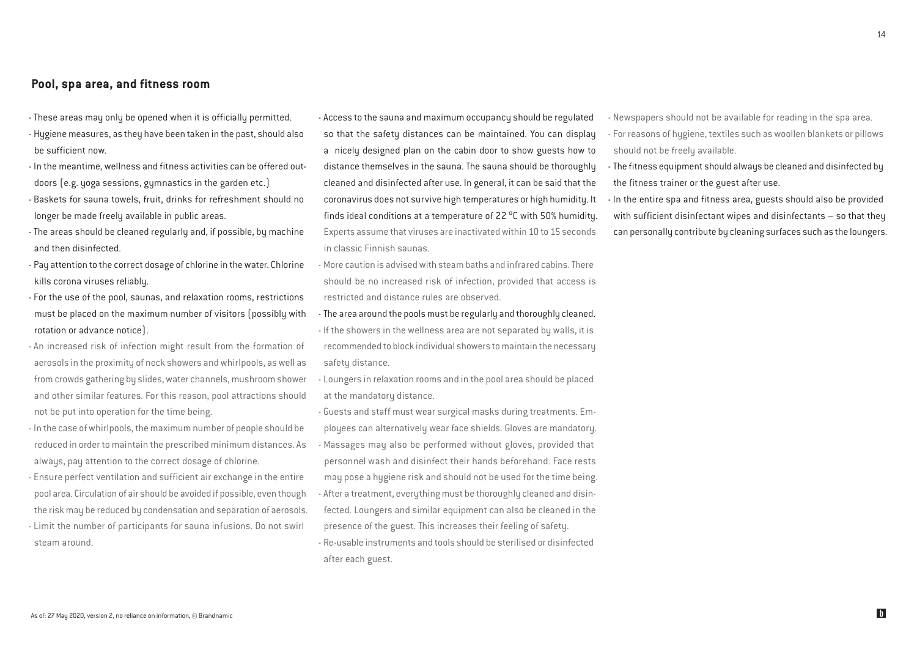## Pool, spa area, and fitness room

- These areas may only be opened when it is officially permitted.
- Hygiene measures, as they have been taken in the past, should also be sufficient now.
- In the meantime, wellness and fitness activities can be offered outdoors (e.g. yoga sessions, gymnastics in the garden etc.)
- Baskets for sauna towels, fruit, drinks for refreshment should no longer be made freely available in public areas.
- The areas should be cleaned regularly and, if possible, by machine and then disinfected.
- Pay attention to the correct dosage of chlorine in the water. Chlorine kills corona viruses reliably.
- For the use of the pool, saunas, and relaxation rooms, restrictions must be placed on the maximum number of visitors (possibly with rotation or advance notice).
- An increased risk of infection might result from the formation of aerosols in the proximity of neck showers and whirlpools, as well as from crowds gathering by slides, water channels, mushroom shower and other similar features. For this reason, pool attractions should not be put into operation for the time being.
- In the case of whirlpools, the maximum number of people should be reduced in order to maintain the prescribed minimum distances. As always, pay attention to the correct dosage of chlorine.
- Ensure perfect ventilation and sufficient air exchange in the entire pool area. Circulation of air should be avoided if possible, even though the risk may be reduced by condensation and separation of aerosols.
- Limit the number of participants for sauna infusions. Do not swirl steam around.
- Access to the sauna and maximum occupancy should be regulated so that the safety distances can be maintained. You can display a nicely designed plan on the cabin door to show guests how to distance themselves in the sauna. The sauna should be thoroughly cleaned and disinfected after use. In general, it can be said that the coronavirus does not survive high temperatures or high humidity. It finds ideal conditions at a temperature of 22 °C with 50% humidity. Experts assume that viruses are inactivated within 10 to 15 seconds in classic Finnish saunas.
- More caution is advised with steam baths and infrared cabins. There should be no increased risk of infection, provided that access is restricted and distance rules are observed.
- The area around the pools must be regularly and thoroughly cleaned.
- If the showers in the wellness area are not separated by walls, it is recommended to block individual showers to maintain the necessary safety distance.
- Loungers in relaxation rooms and in the pool area should be placed at the mandatory distance.
- Guests and staff must wear surgical masks during treatments. Employees can alternatively wear face shields. Gloves are mandatory.
- Massages may also be performed without gloves, provided that personnel wash and disinfect their hands beforehand. Face rests may pose a hygiene risk and should not be used for the time being.
- After a treatment, everything must be thoroughly cleaned and disinfected. Loungers and similar equipment can also be cleaned in the presence of the guest. This increases their feeling of safety.
- Re-usable instruments and tools should be sterilised or disinfected after each guest.
- Newspapers should not be available for reading in the spa area.
- For reasons of hygiene, textiles such as woollen blankets or pillows should not be freely available.
- The fitness equipment should always be cleaned and disinfected by the fitness trainer or the guest after use.
- In the entire spa and fitness area, guests should also be provided with sufficient disinfectant wipes and disinfectants – so that they can personally contribute by cleaning surfaces such as the loungers.

As of: 27 May 2020, version 2, no reliance on information, © Brandnamic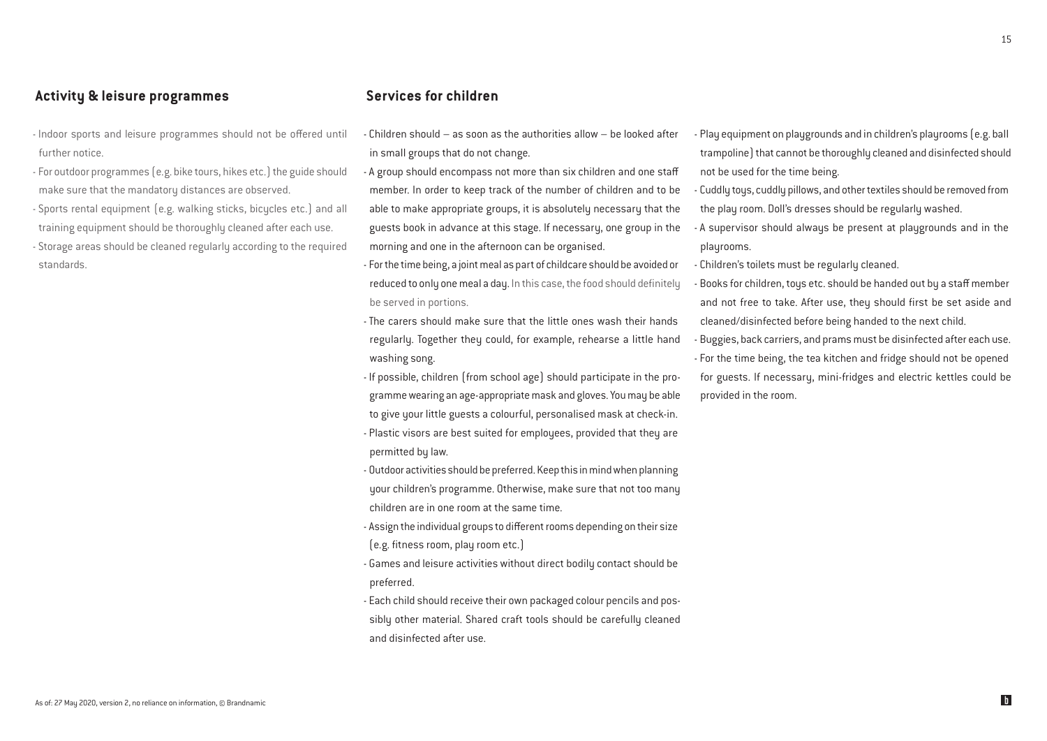## Activity & leisure programmes

- Indoor sports and leisure programmes should not be offered until further notice.
- For outdoor programmes (e.g. bike tours, hikes etc.) the guide should make sure that the mandatory distances are observed.
- Sports rental equipment (e.g. walking sticks, bicycles etc.) and all training equipment should be thoroughly cleaned after each use.
- Storage areas should be cleaned regularly according to the required standards.

## Services for children

- Children should – as soon as the authorities allow – be looked after in small groups that do not change.
- A group should encompass not more than six children and one staff member. In order to keep track of the number of children and to be able to make appropriate groups, it is absolutely necessary that the guests book in advance at this stage. If necessary, one group in the morning and one in the afternoon can be organised.
- For the time being, a joint meal as part of childcare should be avoided or reduced to only one meal a day. In this case, the food should definitely be served in portions.
- The carers should make sure that the little ones wash their hands regularly. Together they could, for example, rehearse a little hand washing song.
- If possible, children (from school age) should participate in the programme wearing an age-appropriate mask and gloves. You may be able to give your little guests a colourful, personalised mask at check-in.
- Plastic visors are best suited for employees, provided that they are permitted by law.
- Outdoor activities should be preferred. Keep this in mind when planning your children's programme. Otherwise, make sure that not too many children are in one room at the same time.
- Assign the individual groups to different rooms depending on their size (e.g. fitness room, play room etc.)
- Games and leisure activities without direct bodily contact should be preferred.
- Each child should receive their own packaged colour pencils and possibly other material. Shared craft tools should be carefully cleaned and disinfected after use.
- Play equipment on playgrounds and in children's playrooms (e.g. ball trampoline) that cannot be thoroughly cleaned and disinfected should not be used for the time being.
- Cuddly toys, cuddly pillows, and other textiles should be removed from the play room. Doll's dresses should be regularly washed.
- A supervisor should always be present at playgrounds and in the playrooms.
- Children's toilets must be regularly cleaned.
- Books for children, toys etc. should be handed out by a staff member and not free to take. After use, they should first be set aside and cleaned/disinfected before being handed to the next child.
- Buggies, back carriers, and prams must be disinfected after each use.
- For the time being, the tea kitchen and fridge should not be opened for guests. If necessary, mini-fridges and electric kettles could be provided in the room.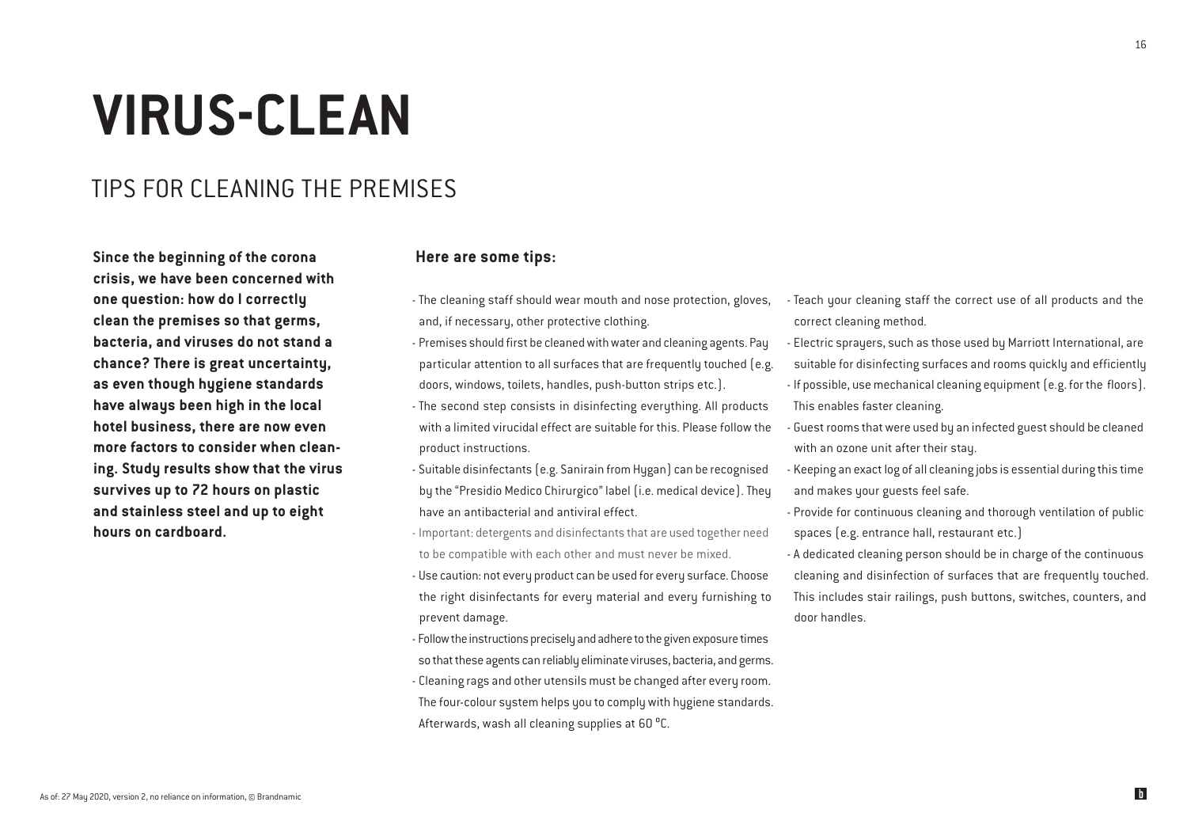# VIRUS-CLEAN

## TIPS FOR CLEANING THE PREMISES

**Since the beginning of the corona crisis, we have been concerned with one question: how do I correctly clean the premises so that germs, bacteria, and viruses do not stand a chance? There is great uncertainty, as even though hygiene standards have always been high in the local hotel business, there are now even more factors to consider when cleaning. Study results show that the virus survives up to 72 hours on plastic and stainless steel and up to eight hours on cardboard.**

### Here are some tips:

- The cleaning staff should wear mouth and nose protection, gloves, and, if necessary, other protective clothing.
- Premises should first be cleaned with water and cleaning agents. Pay particular attention to all surfaces that are frequently touched (e.g. doors, windows, toilets, handles, push-button strips etc.).
- The second step consists in disinfecting everything. All products with a limited virucidal effect are suitable for this. Please follow the product instructions.
- Suitable disinfectants (e.g. Sanirain from Hygan) can be recognised by the "Presidio Medico Chirurgico" label (i.e. medical device). They have an antibacterial and antiviral effect.
- Important: detergents and disinfectants that are used together need to be compatible with each other and must never be mixed.
- Use caution: not every product can be used for every surface. Choose the right disinfectants for every material and every furnishing to prevent damage.
- Follow the instructions precisely and adhere to the given exposure times so that these agents can reliably eliminate viruses, bacteria, and germs.
- Cleaning rags and other utensils must be changed after every room. The four-colour system helps you to comply with hygiene standards. Afterwards, wash all cleaning supplies at 60 °C.
- Teach your cleaning staff the correct use of all products and the correct cleaning method.
- Electric sprayers, such as those used by Marriott International, are suitable for disinfecting surfaces and rooms quickly and efficiently
- If possible, use mechanical cleaning equipment (e.g. for the floors). This enables faster cleaning.
- Guest rooms that were used by an infected guest should be cleaned with an ozone unit after their stay.
- Keeping an exact log of all cleaning jobs is essential during this time and makes your guests feel safe.
- Provide for continuous cleaning and thorough ventilation of public spaces (e.g. entrance hall, restaurant etc.)
- A dedicated cleaning person should be in charge of the continuous cleaning and disinfection of surfaces that are frequently touched. This includes stair railings, push buttons, switches, counters, and door handles.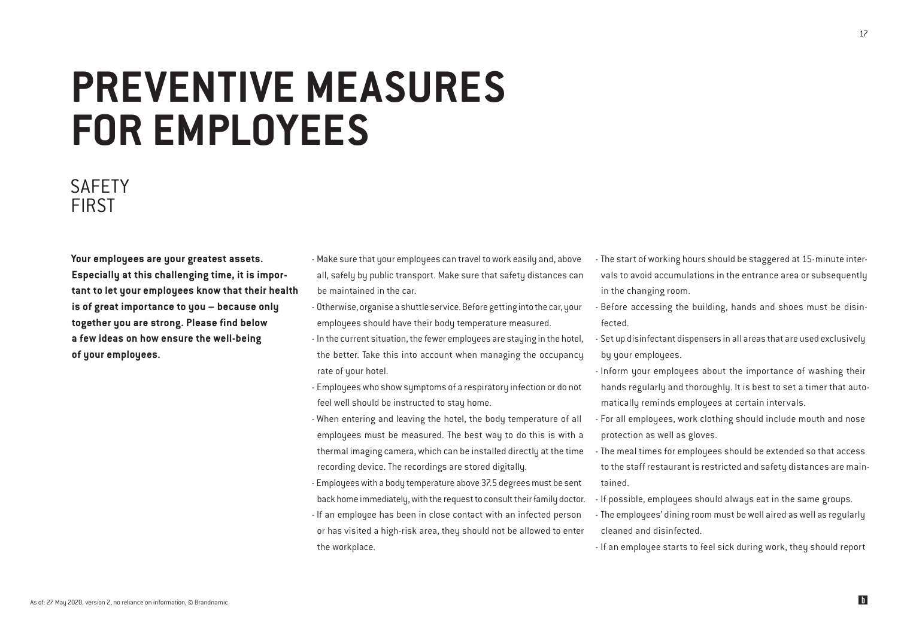# PREVENTIVE MEASURES FOR EMPLOYEES

## SAFETY FIRST

**Your employees are your greatest assets. Especially at this challenging time, it is important to let your employees know that their health is of great importance to you – because only together you are strong. Please find below a few ideas on how ensure the well-being of your employees.**

- Make sure that your employees can travel to work easily and, above all, safely by public transport. Make sure that safety distances can be maintained in the car.
- Otherwise, organise a shuttle service. Before getting into the car, your employees should have their body temperature measured.
- In the current situation, the fewer employees are staying in the hotel, the better. Take this into account when managing the occupancy rate of your hotel.
- Employees who show symptoms of a respiratory infection or do not feel well should be instructed to stay home.
- When entering and leaving the hotel, the body temperature of all employees must be measured. The best way to do this is with a thermal imaging camera, which can be installed directly at the time recording device. The recordings are stored digitally.
- Employees with a body temperature above 37.5 degrees must be sent back home immediately, with the request to consult their family doctor.
- If an employee has been in close contact with an infected person or has visited a high-risk area, they should not be allowed to enter the workplace.
- The start of working hours should be staggered at 15-minute intervals to avoid accumulations in the entrance area or subsequently in the changing room.
- Before accessing the building, hands and shoes must be disinfected.
- Set up disinfectant dispensers in all areas that are used exclusively by your employees.
- Inform your employees about the importance of washing their hands regularly and thoroughly. It is best to set a timer that automatically reminds employees at certain intervals.
- For all employees, work clothing should include mouth and nose protection as well as gloves.
- The meal times for employees should be extended so that access to the staff restaurant is restricted and safety distances are maintained.
- If possible, employees should always eat in the same groups.
- The employees' dining room must be well aired as well as regularly cleaned and disinfected.
- If an employee starts to feel sick during work, they should report

As of: 27 May 2020, version 2, no reliance on information, © Brandnamic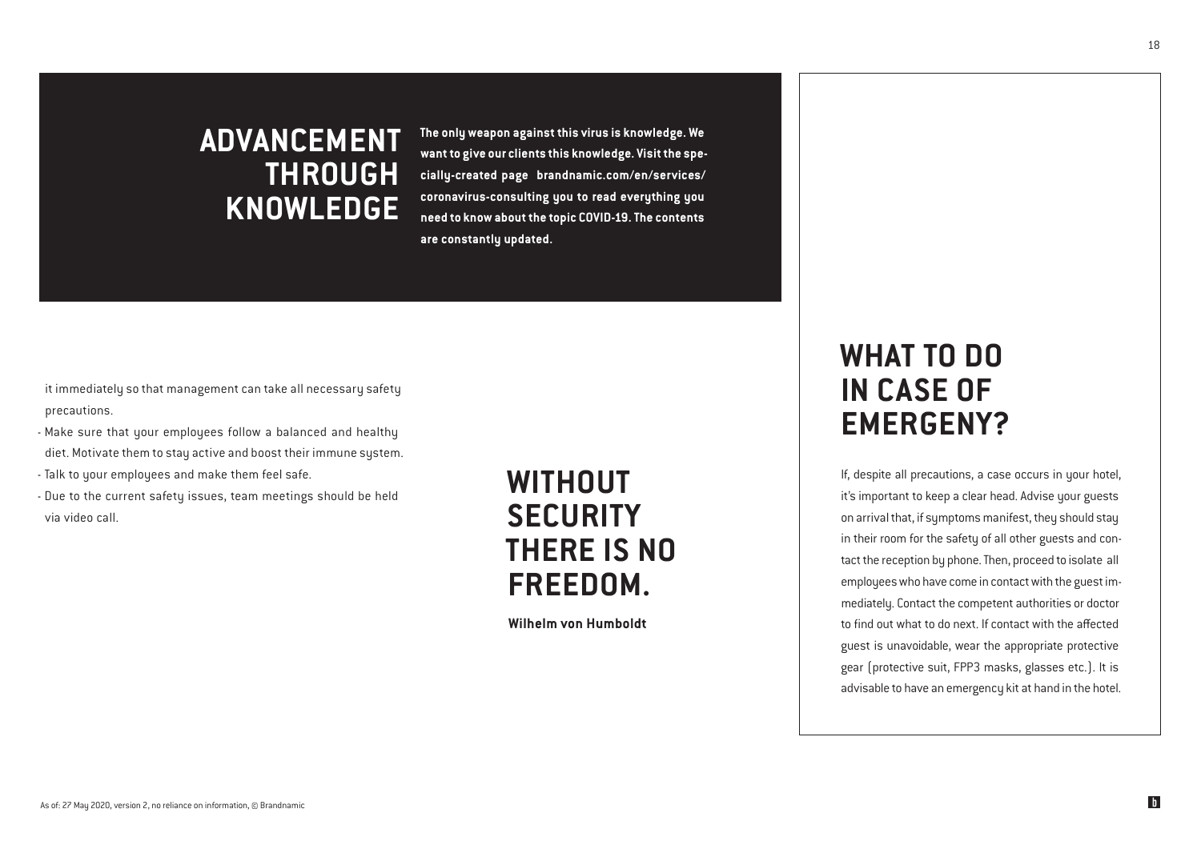## ADVANCEMENT THROUGH KNOWLEDGE

**The only weapon against this virus is knowledge. We want to give our clients this knowledge. Visit the specially-created page brandnamic.com/en/services/coronavirus-consulting you to read everything you need to know about the topic COVID-19. The contents are constantly updated.**

it immediately so that management can take all necessary safety precautions.

- Make sure that your employees follow a balanced and healthy diet. Motivate them to stay active and boost their immune system.
- Talk to your employees and make them feel safe.
- Due to the current safety issues, team meetings should be held via video call.

## WITHOUT SECURITY THERE IS NO FREEDOM.

**Wilhelm von Humboldt**

## WHAT TO DO IN CASE OF EMERGENY?

If, despite all precautions, a case occurs in your hotel, it's important to keep a clear head. Advise your guests on arrival that, if symptoms manifest, they should stay in their room for the safety of all other guests and contact the reception by phone. Then, proceed to isolate all employees who have come in contact with the guest immediately. Contact the competent authorities or doctor to find out what to do next. If contact with the affected guest is unavoidable, wear the appropriate protective gear (protective suit, FPP3 masks, glasses etc.). It is advisable to have an emergency kit at hand in the hotel.

As of: 27 May 2020, version 2, no reliance on information, © Brandnamic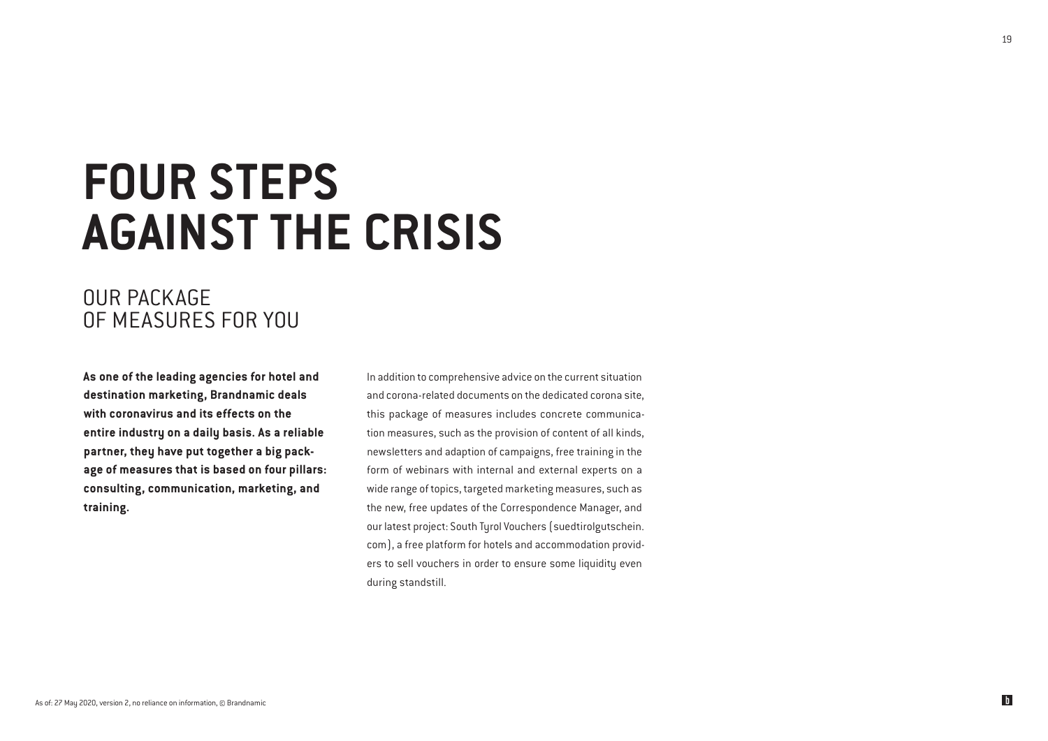# FOUR STEPS AGAINST THE CRISIS

## OUR PACKAGE OF MEASURES FOR YOU

**As one of the leading agencies for hotel and destination marketing, Brandnamic deals with coronavirus and its effects on the entire industry on a daily basis. As a reliable partner, they have put together a big package of measures that is based on four pillars: consulting, communication, marketing, and training.**

In addition to comprehensive advice on the current situation and corona-related documents on the dedicated corona site, this package of measures includes concrete communication measures, such as the provision of content of all kinds, newsletters and adaption of campaigns, free training in the form of webinars with internal and external experts on a wide range of topics, targeted marketing measures, such as the new, free updates of the Correspondence Manager, and our latest project: South Tyrol Vouchers (suedtirolgutschein.com), a free platform for hotels and accommodation providers to sell vouchers in order to ensure some liquidity even during standstill.

As of: 27 May 2020, version 2, no reliance on information, © Brandnamic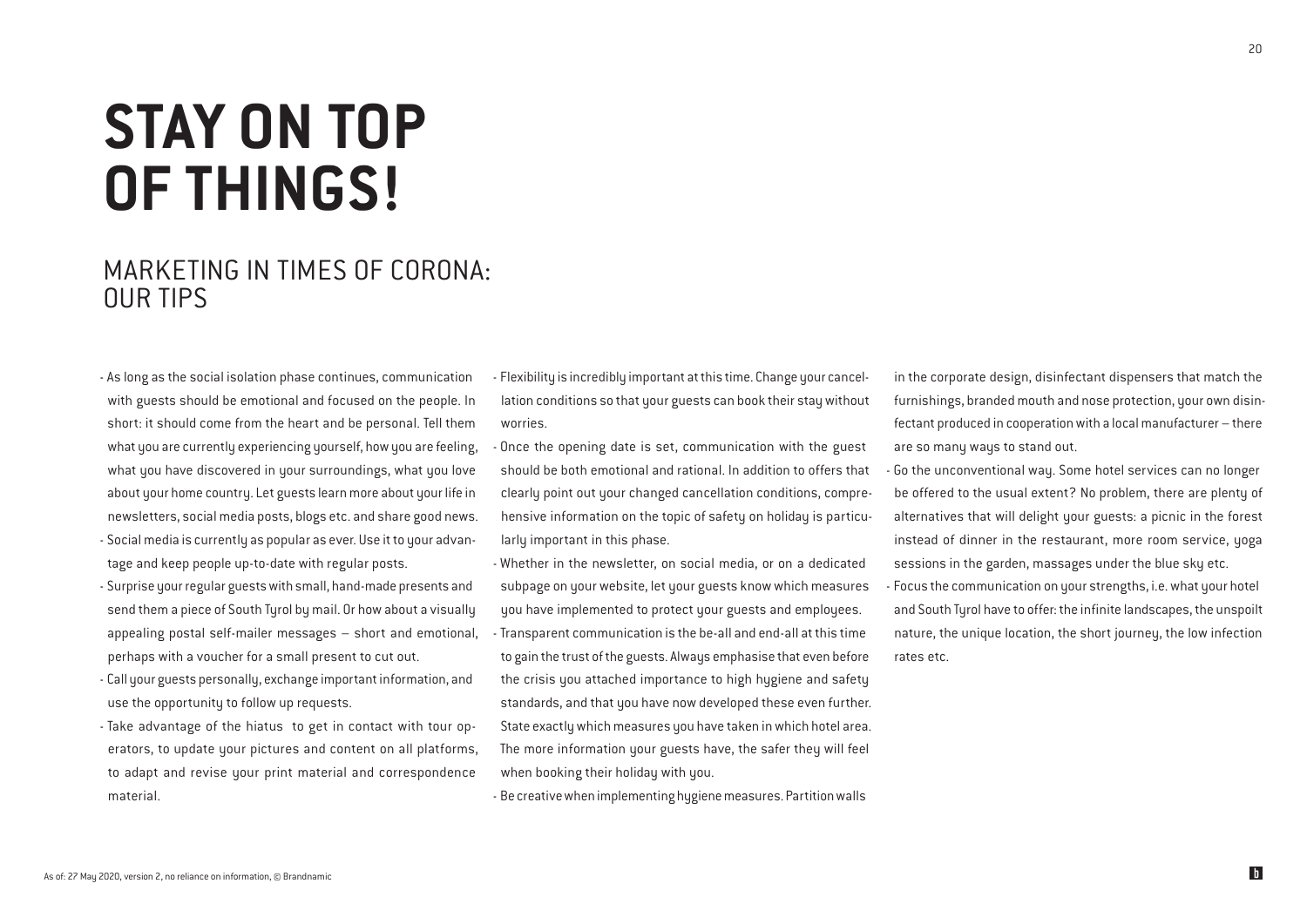# STAY ON TOP OF THINGS!

## MARKETING IN TIMES OF CORONA: OUR TIPS

- As long as the social isolation phase continues, communication with guests should be emotional and focused on the people. In short: it should come from the heart and be personal. Tell them what you are currently experiencing yourself, how you are feeling, what you have discovered in your surroundings, what you love about your home country. Let guests learn more about your life in newsletters, social media posts, blogs etc. and share good news.
- Social media is currently as popular as ever. Use it to your advantage and keep people up-to-date with regular posts.
- Surprise your regular guests with small, hand-made presents and send them a piece of South Tyrol by mail. Or how about a visually appealing postal self-mailer messages – short and emotional, perhaps with a voucher for a small present to cut out.
- Call your guests personally, exchange important information, and use the opportunity to follow up requests.
- Take advantage of the hiatus to get in contact with tour operators, to update your pictures and content on all platforms, to adapt and revise your print material and correspondence material.
- Flexibility is incredibly important at this time. Change your cancellation conditions so that your guests can book their stay without worries.
- Once the opening date is set, communication with the guest should be both emotional and rational. In addition to offers that clearly point out your changed cancellation conditions, comprehensive information on the topic of safety on holiday is particularly important in this phase.
- Whether in the newsletter, on social media, or on a dedicated subpage on your website, let your guests know which measures you have implemented to protect your guests and employees.
- Transparent communication is the be-all and end-all at this time to gain the trust of the guests. Always emphasise that even before the crisis you attached importance to high hygiene and safety standards, and that you have now developed these even further. State exactly which measures you have taken in which hotel area. The more information your guests have, the safer they will feel when booking their holiday with you.
- Be creative when implementing hygiene measures. Partition walls in the corporate design, disinfectant dispensers that match the furnishings, branded mouth and nose protection, your own disinfectant produced in cooperation with a local manufacturer – there are so many ways to stand out.
- Go the unconventional way. Some hotel services can no longer be offered to the usual extent? No problem, there are plenty of alternatives that will delight your guests: a picnic in the forest instead of dinner in the restaurant, more room service, yoga sessions in the garden, massages under the blue sky etc.
- Focus the communication on your strengths, i.e. what your hotel and South Tyrol have to offer: the infinite landscapes, the unspoilt nature, the unique location, the short journey, the low infection rates etc.

As of: 27 May 2020, version 2, no reliance on information, © Brandnamic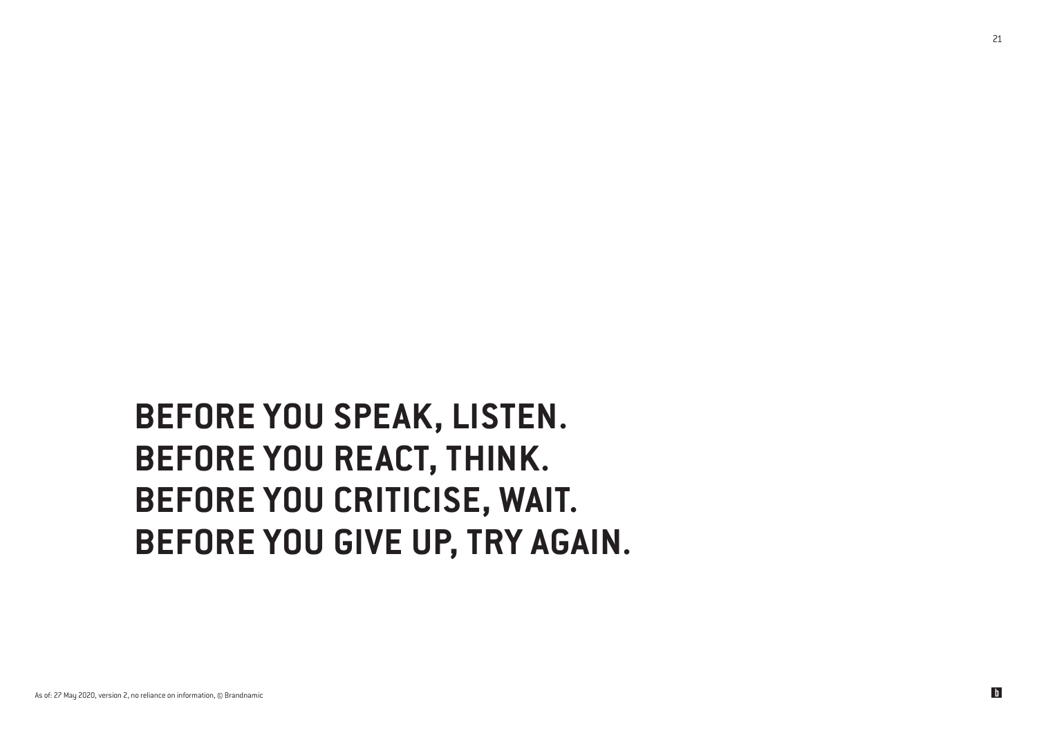**BEFORE YOU SPEAK, LISTEN.
BEFORE YOU REACT, THINK.
BEFORE YOU CRITICISE, WAIT.
BEFORE YOU GIVE UP, TRY AGAIN.**